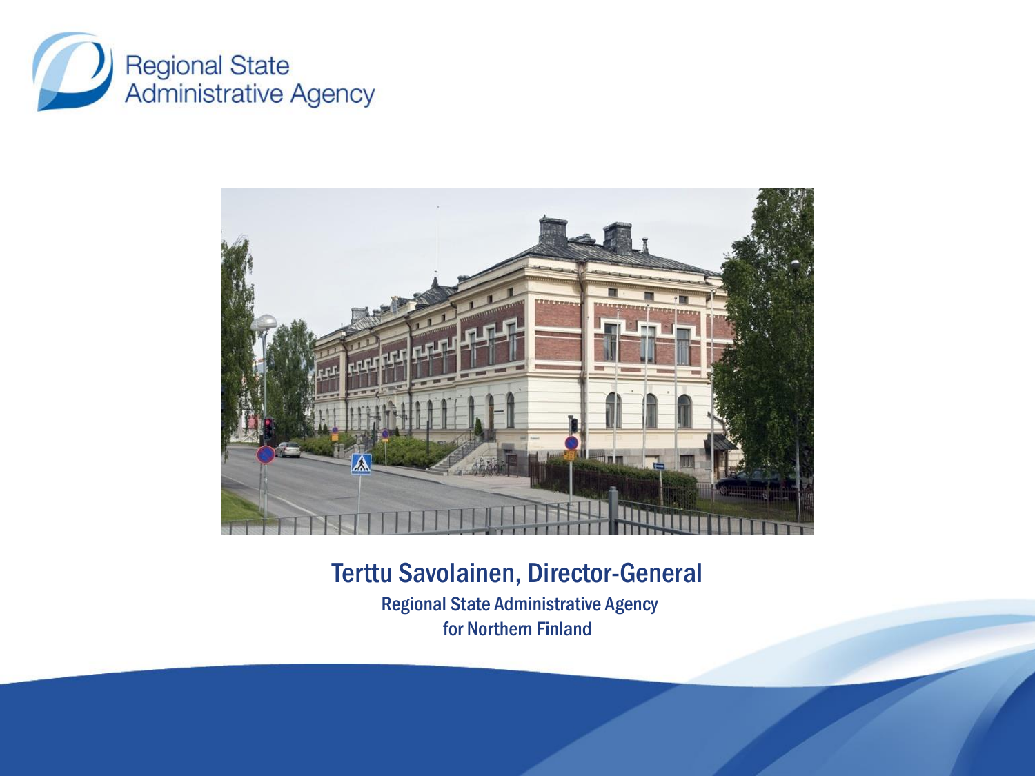Regional State Administrative Agency

# Terttu Savolainen, Director-General

Regional State Administrative Agency
for Northern Finland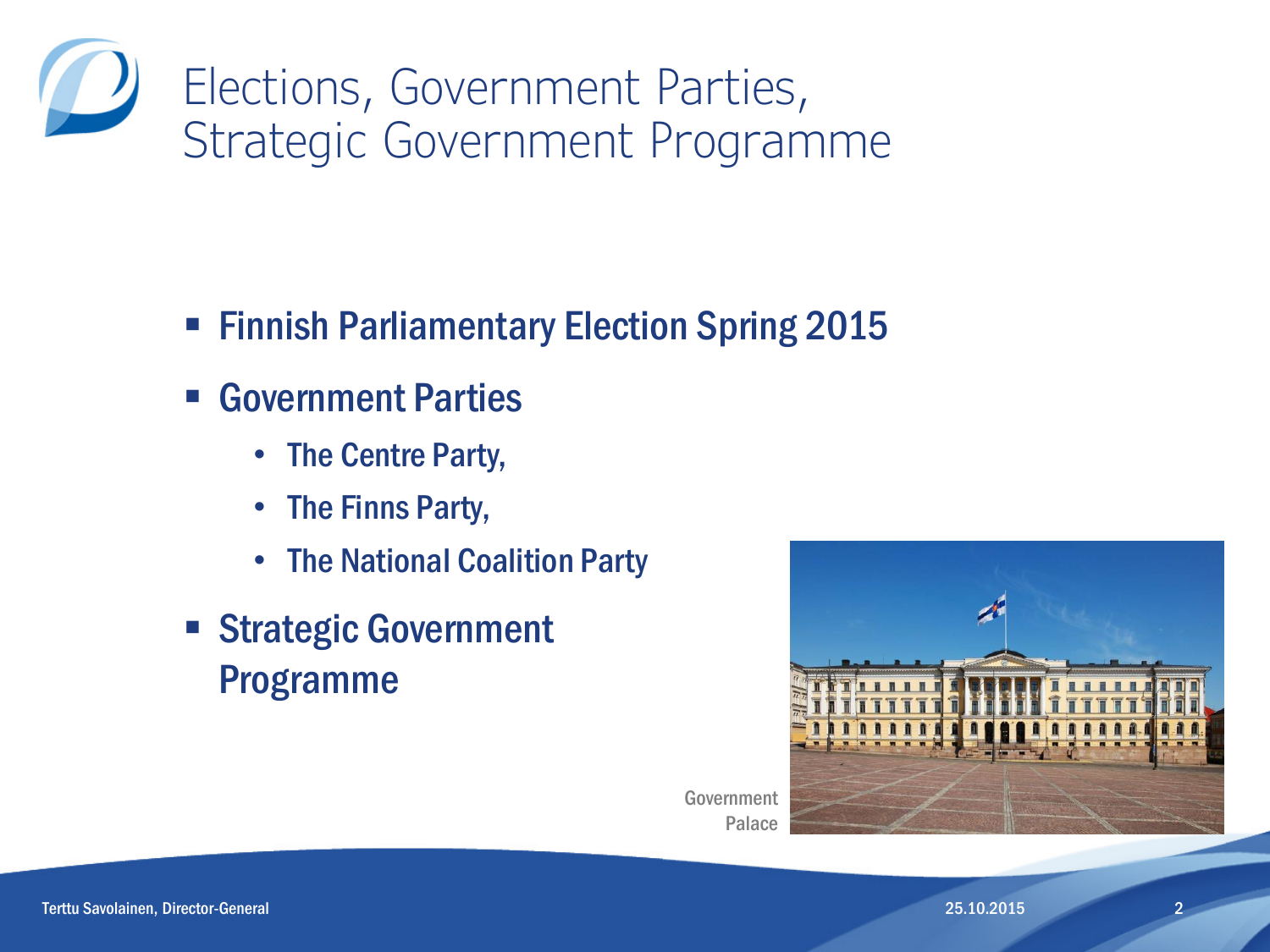# Elections, Government Parties, Strategic Government Programme

- **Finnish Parliamentary Election Spring 2015**
- **Government Parties**
  - **The Centre Party,**
  - **The Finns Party,**
  - **The National Coalition Party**
- **Strategic Government Programme**

Government Palace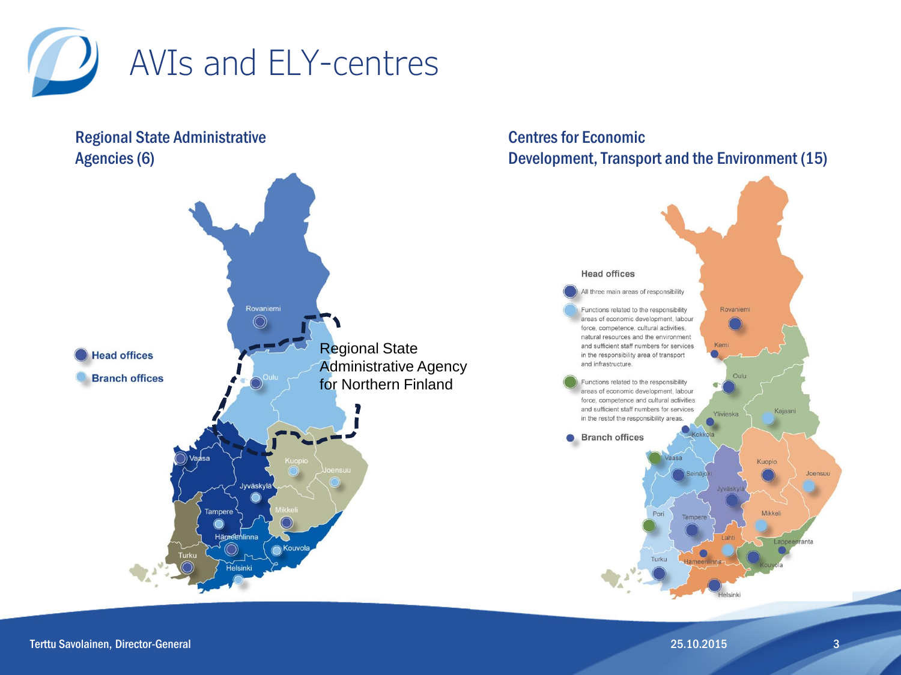# AVIs and ELY-centres

## Regional State Administrative Agencies (6)

Head offices

Branch offices

Rovaniemi, Oulu, Vaasa, Kuopio, Joensuu, Jyväskylä, Mikkeli, Tampere, Hämeenlinna, Kouvola, Turku, Helsinki

Regional State Administrative Agency for Northern Finland

## Centres for Economic Development, Transport and the Environment (15)

**Head offices**

- All three main areas of responsibility
- Functions related to the responsibility areas of economic development, labour force, competence, cultural activities, natural resources and the environment and sufficient staff numbers for services in the responsibility area of transport and infrastructure.
- Functions related to the responsibility areas of economic development, labour force, competence and cultural activities and sufficient staff numbers for services in the restof the responsibility areas.

**Branch offices**

Rovaniemi, Kemi, Oulu, Ylivieska, Kajaani, Kokkola, Vaasa, Seinäjoki, Kuopio, Joensuu, Jyväskylä, Mikkeli, Pori, Tampere, Lahti, Lappeenranta, Hämeenlinna, Kouvola, Turku, Helsinki

Terttu Savolainen, Director-General

25.10.2015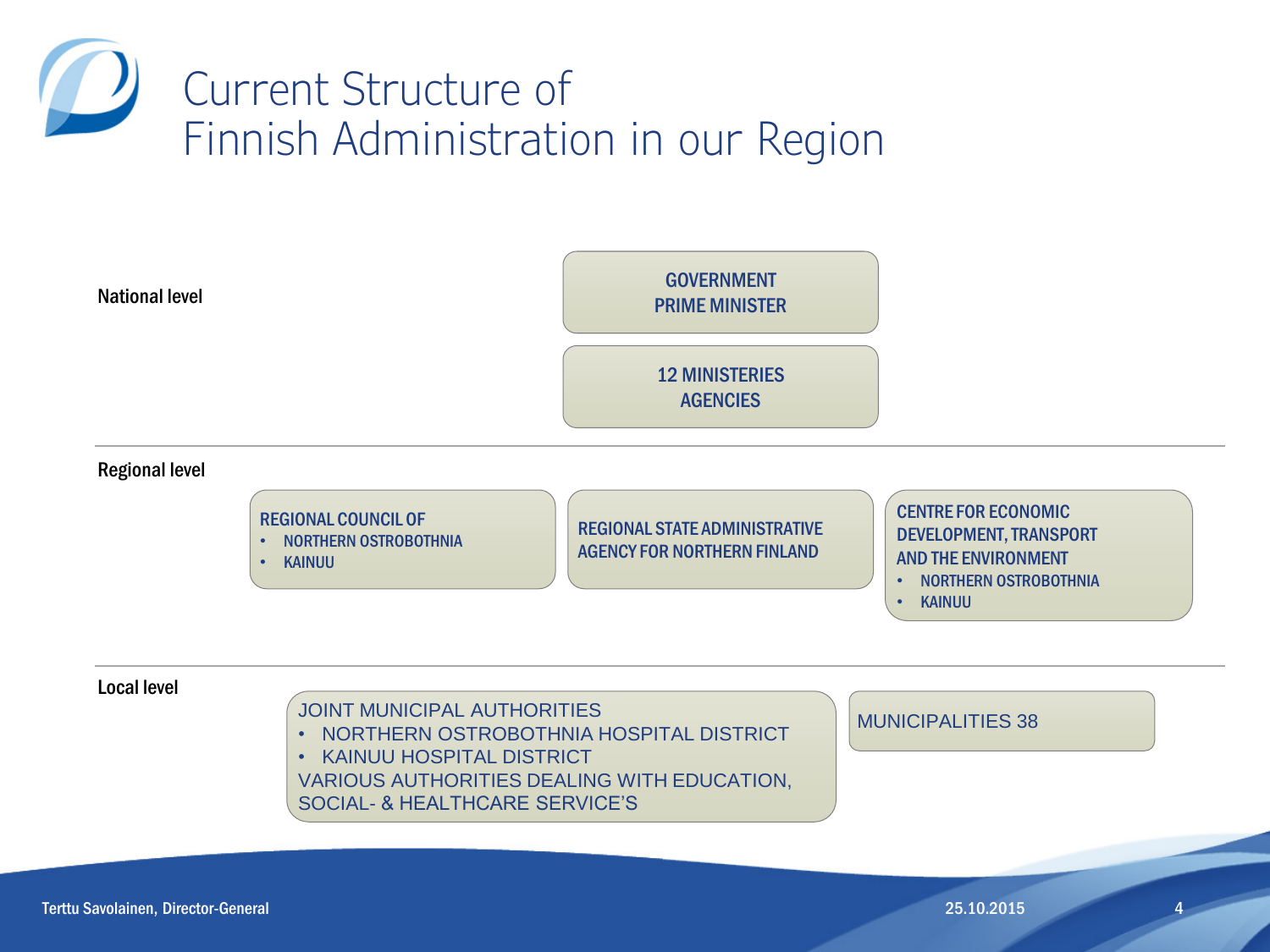# Current Structure of Finnish Administration in our Region

## National level

GOVERNMENT
PRIME MINISTER

12 MINISTERIES
AGENCIES

## Regional level

REGIONAL COUNCIL OF
- NORTHERN OSTROBOTHNIA
- KAINUU

REGIONAL STATE ADMINISTRATIVE AGENCY FOR NORTHERN FINLAND

CENTRE FOR ECONOMIC DEVELOPMENT, TRANSPORT AND THE ENVIRONMENT
- NORTHERN OSTROBOTHNIA
- KAINUU

## Local level

JOINT MUNICIPAL AUTHORITIES
- NORTHERN OSTROBOTHNIA HOSPITAL DISTRICT
- KAINUU HOSPITAL DISTRICT

VARIOUS AUTHORITIES DEALING WITH EDUCATION, SOCIAL- & HEALTHCARE SERVICE'S

MUNICIPALITIES 38

Terttu Savolainen, Director-General

25.10.2015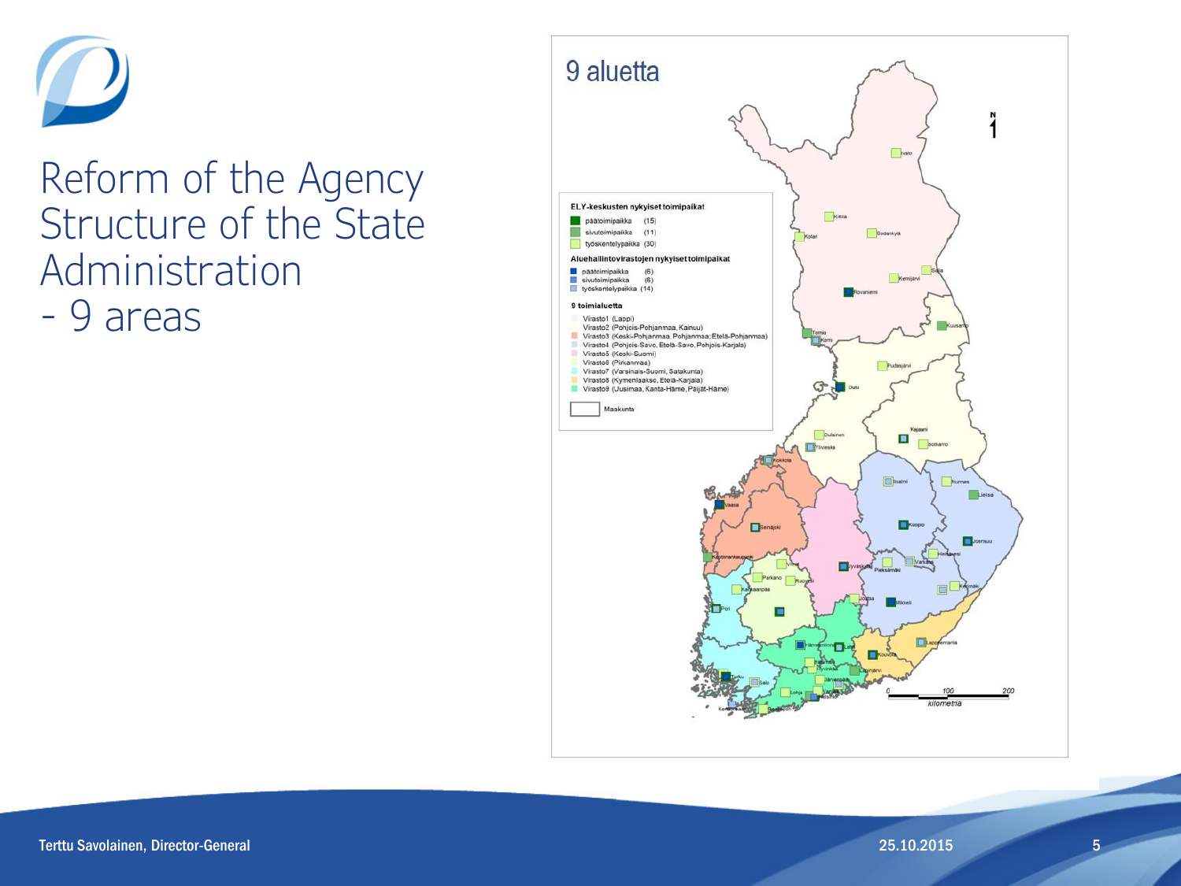# Reform of the Agency Structure of the State Administration - 9 areas

## 9 aluetta

**ELY-keskusten nykyiset toimipaikat**

- päätoimipaikka (15)
- sivutoimipaikka (11)
- työskentelypaikka (30)

**Aluehallintovirastojen nykyiset toimipaikat**

- päätoimipaikka (6)
- sivutoimipaikka (6)
- työskentelypaikka (14)

**9 toimialuetta**

- Virasto1 (Lappi)
- Virasto2 (Pohjois-Pohjanmaa, Kainuu)
- Virasto3 (Keski-Pohjanmaa, Pohjanmaa, Etelä-Pohjanmaa)
- Virasto4 (Pohjois-Savo, Etelä-Savo, Pohjois-Karjala)
- Virasto5 (Keski-Suomi)
- Virasto6 (Pirkanmaa)
- Virasto7 (Varsinais-Suomi, Satakunta)
- Virasto8 (Kymenlaakso, Etelä-Karjala)
- Virasto9 (Uusimaa, Kanta-Häme, Päijät-Häme)

Maakunta

Terttu Savolainen, Director-General

25.10.2015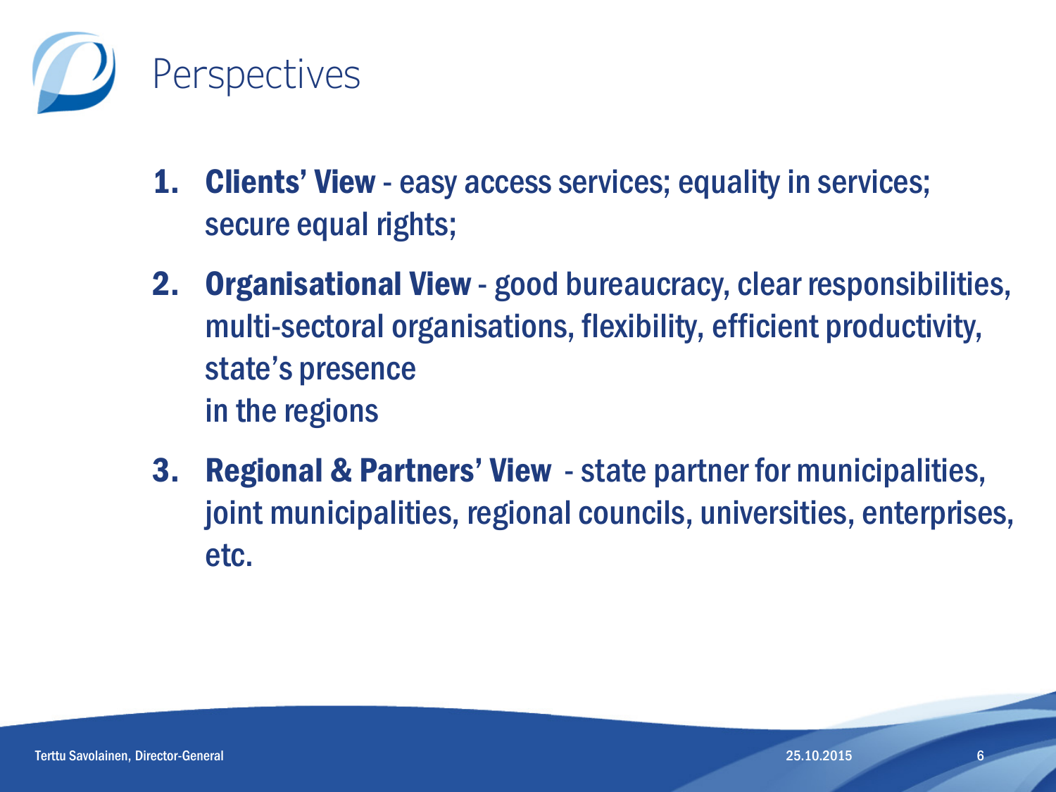# Perspectives

1. **Clients' View** - easy access services; equality in services; secure equal rights;
2. **Organisational View** - good bureaucracy, clear responsibilities, multi-sectoral organisations, flexibility, efficient productivity, state's presence in the regions
3. **Regional & Partners' View** - state partner for municipalities, joint municipalities, regional councils, universities, enterprises, etc.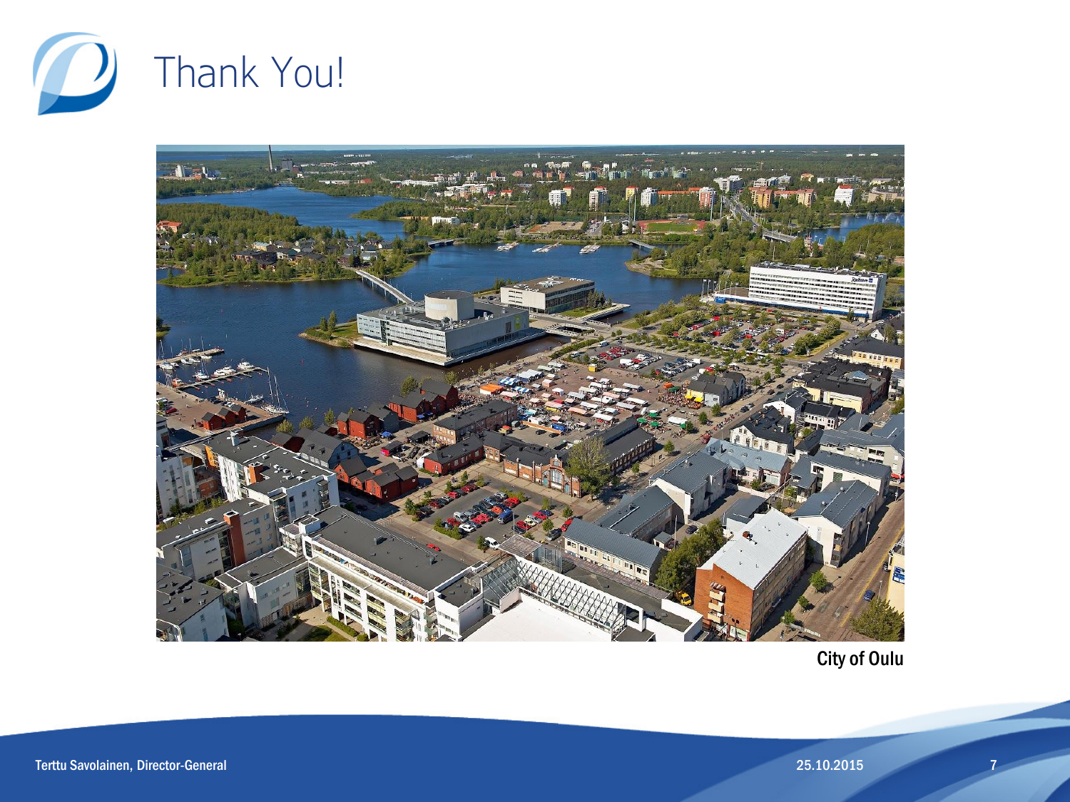# Thank You!

City of Oulu